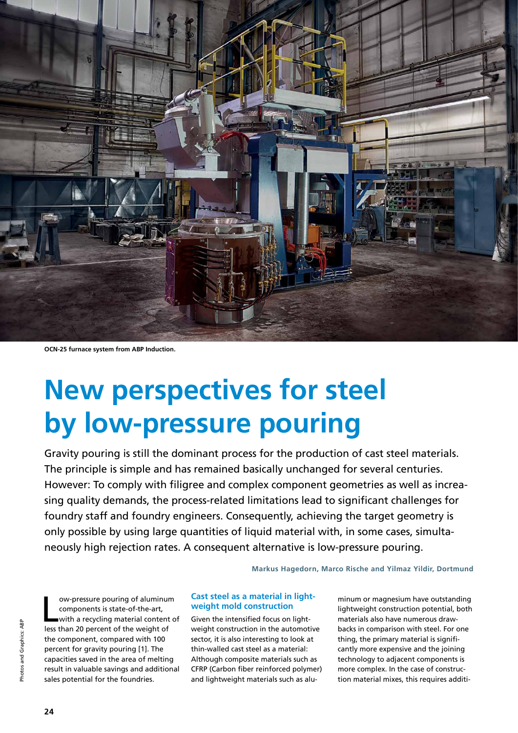OCN-25 furnace system from ABP Induction.

# New perspectives for steel by low-pressure pouring

Gravity pouring is still the dominant process for the production of cast steel materials. The principle is simple and has remained basically unchanged for several centuries. However: To comply with filigree and complex component geometries as well as increasing quality demands, the process-related limitations lead to significant challenges for foundry staff and foundry engineers. Consequently, achieving the target geometry is only possible by using large quantities of liquid material with, in some cases, simultaneously high rejection rates. A consequent alternative is low-pressure pouring.

**Markus Hagedorn, Marco Rische and Yilmaz Yildir, Dortmund**

Photos and Graphics: ABP

Low-pressure pouring of aluminum components is state-of-the-art, with a recycling material content of less than 20 percent of the weight of the component, compared with 100 percent for gravity pouring [1]. The capacities saved in the area of melting result in valuable savings and additional sales potential for the foundries.

## Cast steel as a material in lightweight mold construction

Given the intensified focus on lightweight construction in the automotive sector, it is also interesting to look at thin-walled cast steel as a material: Although composite materials such as CFRP (Carbon fiber reinforced polymer) and lightweight materials such as aluminum or magnesium have outstanding lightweight construction potential, both materials also have numerous drawbacks in comparison with steel. For one thing, the primary material is significantly more expensive and the joining technology to adjacent components is more complex. In the case of construction material mixes, this requires additi-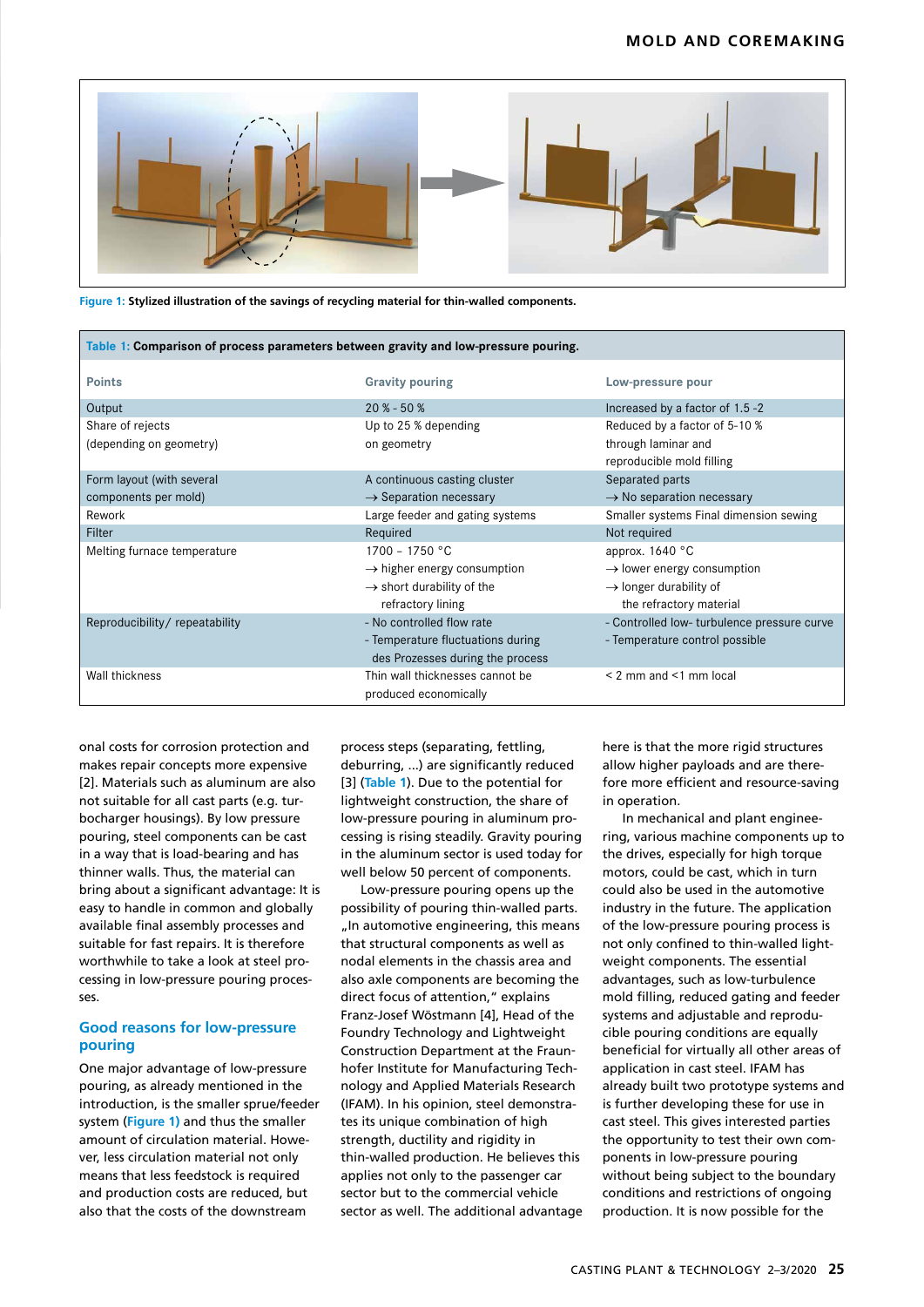Figure 1: **Stylized illustration of the savings of recycling material for thin-walled components.**

| Table 1: **Comparison of process parameters between gravity and low-pressure pouring.** | | |
|---|---|---|
| Points | Gravity pouring | Low-pressure pour |
| Output | 20 % - 50 % | Increased by a factor of 1.5 -2 |
| Share of rejects (depending on geometry) | Up to 25 % depending on geometry | Reduced by a factor of 5-10 % through laminar and reproducible mold filling |
| Form layout (with several components per mold) | A continuous casting cluster → Separation necessary | Separated parts → No separation necessary |
| Rework | Large feeder and gating systems | Smaller systems Final dimension sewing |
| Filter | Required | Not required |
| Melting furnace temperature | 1700 – 1750 °C → higher energy consumption → short durability of the refractory lining | approx. 1640 °C → lower energy consumption → longer durability of the refractory material |
| Reproducibility/ repeatability | - No controlled flow rate - Temperature fluctuations during des Prozesses during the process | - Controlled low- turbulence pressure curve - Temperature control possible |
| Wall thickness | Thin wall thicknesses cannot be produced economically | < 2 mm and <1 mm local |

onal costs for corrosion protection and makes repair concepts more expensive [2]. Materials such as aluminum are also not suitable for all cast parts (e.g. turbocharger housings). By low pressure pouring, steel components can be cast in a way that is load-bearing and has thinner walls. Thus, the material can bring about a significant advantage: It is easy to handle in common and globally available final assembly processes and suitable for fast repairs. It is therefore worthwhile to take a look at steel processing in low-pressure pouring processes.

## Good reasons for low-pressure pouring

One major advantage of low-pressure pouring, as already mentioned in the introduction, is the smaller sprue/feeder system (Figure 1) and thus the smaller amount of circulation material. However, less circulation material not only means that less feedstock is required and production costs are reduced, but also that the costs of the downstream process steps (separating, fettling, deburring, ...) are significantly reduced [3] (Table 1). Due to the potential for lightweight construction, the share of low-pressure pouring in aluminum processing is rising steadily. Gravity pouring in the aluminum sector is used today for well below 50 percent of components.

Low-pressure pouring opens up the possibility of pouring thin-walled parts. „In automotive engineering, this means that structural components as well as nodal elements in the chassis area and also axle components are becoming the direct focus of attention," explains Franz-Josef Wöstmann [4], Head of the Foundry Technology and Lightweight Construction Department at the Fraunhofer Institute for Manufacturing Technology and Applied Materials Research (IFAM). In his opinion, steel demonstrates its unique combination of high strength, ductility and rigidity in thin-walled production. He believes this applies not only to the passenger car sector but to the commercial vehicle sector as well. The additional advantage here is that the more rigid structures allow higher payloads and are therefore more efficient and resource-saving in operation.

In mechanical and plant engineering, various machine components up to the drives, especially for high torque motors, could be cast, which in turn could also be used in the automotive industry in the future. The application of the low-pressure pouring process is not only confined to thin-walled lightweight components. The essential advantages, such as low-turbulence mold filling, reduced gating and feeder systems and adjustable and reproducible pouring conditions are equally beneficial for virtually all other areas of application in cast steel. IFAM has already built two prototype systems and is further developing these for use in cast steel. This gives interested parties the opportunity to test their own components in low-pressure pouring without being subject to the boundary conditions and restrictions of ongoing production. It is now possible for the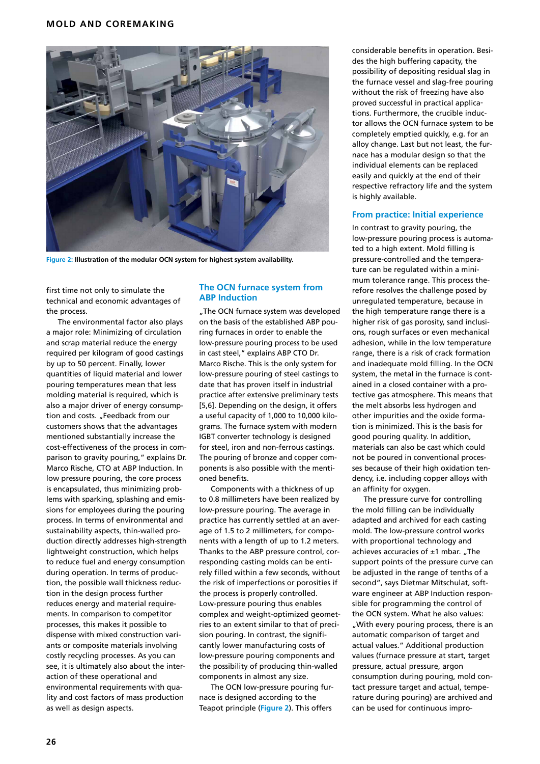**Figure 2:** Illustration of the modular OCN system for highest system availability.

first time not only to simulate the technical and economic advantages of the process.

The environmental factor also plays a major role: Minimizing of circulation and scrap material reduce the energy required per kilogram of good castings by up to 50 percent. Finally, lower quantities of liquid material and lower pouring temperatures mean that less molding material is required, which is also a major driver of energy consumption and costs. „Feedback from our customers shows that the advantages mentioned substantially increase the cost-effectiveness of the process in comparison to gravity pouring," explains Dr. Marco Rische, CTO at ABP Induction. In low pressure pouring, the core process is encapsulated, thus minimizing problems with sparking, splashing and emissions for employees during the pouring process. In terms of environmental and sustainability aspects, thin-walled production directly addresses high-strength lightweight construction, which helps to reduce fuel and energy consumption during operation. In terms of production, the possible wall thickness reduction in the design process further reduces energy and material requirements. In comparison to competitor processes, this makes it possible to dispense with mixed construction variants or composite materials involving costly recycling processes. As you can see, it is ultimately also about the interaction of these operational and environmental requirements with quality and cost factors of mass production as well as design aspects.

## The OCN furnace system from ABP Induction

„The OCN furnace system was developed on the basis of the established ABP pouring furnaces in order to enable the low-pressure pouring process to be used in cast steel," explains ABP CTO Dr. Marco Rische. This is the only system for low-pressure pouring of steel castings to date that has proven itself in industrial practice after extensive preliminary tests [5,6]. Depending on the design, it offers a useful capacity of 1,000 to 10,000 kilograms. The furnace system with modern IGBT converter technology is designed for steel, iron and non-ferrous castings. The pouring of bronze and copper components is also possible with the mentioned benefits.

Components with a thickness of up to 0.8 millimeters have been realized by low-pressure pouring. The average in practice has currently settled at an average of 1.5 to 2 millimeters, for components with a length of up to 1.2 meters. Thanks to the ABP pressure control, corresponding casting molds can be entirely filled within a few seconds, without the risk of imperfections or porosities if the process is properly controlled. Low-pressure pouring thus enables complex and weight-optimized geometries to an extent similar to that of precision pouring. In contrast, the significantly lower manufacturing costs of low-pressure pouring components and the possibility of producing thin-walled components in almost any size.

The OCN low-pressure pouring furnace is designed according to the Teapot principle (Figure 2). This offers considerable benefits in operation. Besides the high buffering capacity, the possibility of depositing residual slag in the furnace vessel and slag-free pouring without the risk of freezing have also proved successful in practical applications. Furthermore, the crucible inductor allows the OCN furnace system to be completely emptied quickly, e.g. for an alloy change. Last but not least, the furnace has a modular design so that the individual elements can be replaced easily and quickly at the end of their respective refractory life and the system is highly available.

## From practice: Initial experience

In contrast to gravity pouring, the low-pressure pouring process is automated to a high extent. Mold filling is pressure-controlled and the temperature can be regulated within a minimum tolerance range. This process therefore resolves the challenge posed by unregulated temperature, because in the high temperature range there is a higher risk of gas porosity, sand inclusions, rough surfaces or even mechanical adhesion, while in the low temperature range, there is a risk of crack formation and inadequate mold filling. In the OCN system, the metal in the furnace is contained in a closed container with a protective gas atmosphere. This means that the melt absorbs less hydrogen and other impurities and the oxide formation is minimized. This is the basis for good pouring quality. In addition, materials can also be cast which could not be poured in conventional processes because of their high oxidation tendency, i.e. including copper alloys with an affinity for oxygen.

The pressure curve for controlling the mold filling can be individually adapted and archived for each casting mold. The low-pressure control works with proportional technology and achieves accuracies of ±1 mbar. „The support points of the pressure curve can be adjusted in the range of tenths of a second", says Dietmar Mitschulat, software engineer at ABP Induction responsible for programming the control of the OCN system. What he also values: „With every pouring process, there is an automatic comparison of target and actual values." Additional production values (furnace pressure at start, target pressure, actual pressure, argon consumption during pouring, mold contact pressure target and actual, temperature during pouring) are archived and can be used for continuous impro-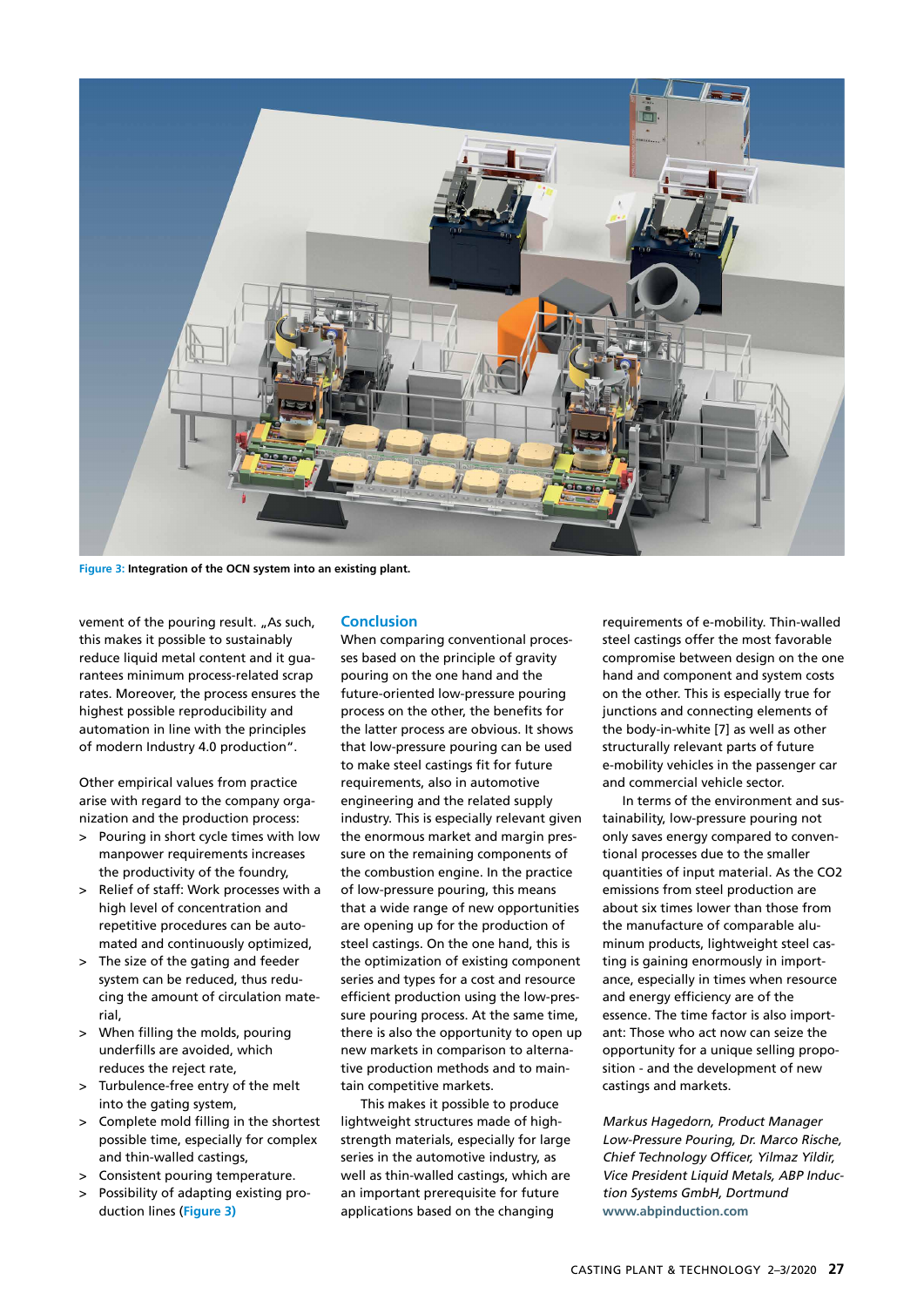Figure 3: Integration of the OCN system into an existing plant.

vement of the pouring result. „As such, this makes it possible to sustainably reduce liquid metal content and it guarantees minimum process-related scrap rates. Moreover, the process ensures the highest possible reproducibility and automation in line with the principles of modern Industry 4.0 production".

Other empirical values from practice arise with regard to the company organization and the production process:

> Pouring in short cycle times with low manpower requirements increases the productivity of the foundry,
> Relief of staff: Work processes with a high level of concentration and repetitive procedures can be automated and continuously optimized,
> The size of the gating and feeder system can be reduced, thus reducing the amount of circulation material,
> When filling the molds, pouring underfills are avoided, which reduces the reject rate,
> Turbulence-free entry of the melt into the gating system,
> Complete mold filling in the shortest possible time, especially for complex and thin-walled castings,
> Consistent pouring temperature.
> Possibility of adapting existing production lines (Figure 3)

## Conclusion

When comparing conventional processes based on the principle of gravity pouring on the one hand and the future-oriented low-pressure pouring process on the other, the benefits for the latter process are obvious. It shows that low-pressure pouring can be used to make steel castings fit for future requirements, also in automotive engineering and the related supply industry. This is especially relevant given the enormous market and margin pressure on the remaining components of the combustion engine. In the practice of low-pressure pouring, this means that a wide range of new opportunities are opening up for the production of steel castings. On the one hand, this is the optimization of existing component series and types for a cost and resource efficient production using the low-pressure pouring process. At the same time, there is also the opportunity to open up new markets in comparison to alternative production methods and to maintain competitive markets.

This makes it possible to produce lightweight structures made of high-strength materials, especially for large series in the automotive industry, as well as thin-walled castings, which are an important prerequisite for future applications based on the changing requirements of e-mobility. Thin-walled steel castings offer the most favorable compromise between design on the one hand and component and system costs on the other. This is especially true for junctions and connecting elements of the body-in-white [7] as well as other structurally relevant parts of future e-mobility vehicles in the passenger car and commercial vehicle sector.

In terms of the environment and sustainability, low-pressure pouring not only saves energy compared to conventional processes due to the smaller quantities of input material. As the $CO_2$ emissions from steel production are about six times lower than those from the manufacture of comparable aluminum products, lightweight steel casting is gaining enormously in importance, especially in times when resource and energy efficiency are of the essence. The time factor is also important: Those who act now can seize the opportunity for a unique selling proposition - and the development of new castings and markets.

*Markus Hagedorn, Product Manager Low-Pressure Pouring, Dr. Marco Rische, Chief Technology Officer, Yilmaz Yildir, Vice President Liquid Metals, ABP Induction Systems GmbH, Dortmund*
**www.abpinduction.com**